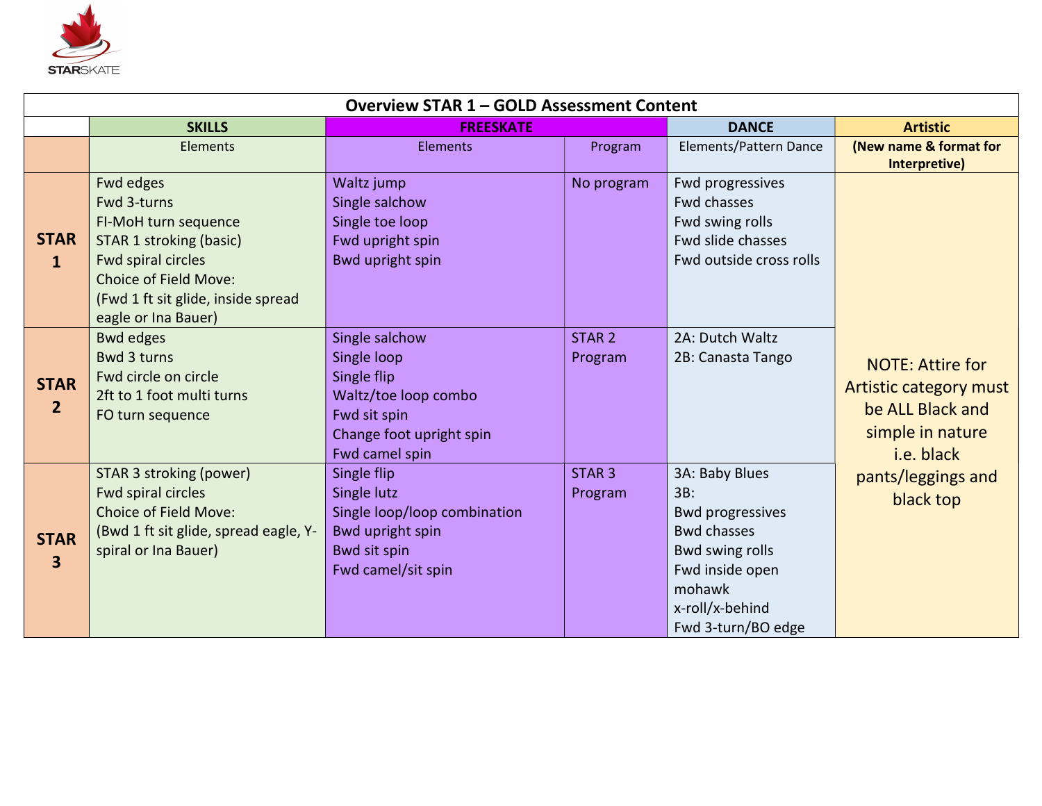STARSKATE

| Overview STAR 1 – GOLD Assessment Content | | | | | |
|---|---|---|---|---|---|
| | SKILLS | FREESKATE | | DANCE | Artistic |
| | Elements | Elements | Program | Elements/Pattern Dance | (New name & format for Interpretive) |
| **STAR 1** | Fwd edges<br>Fwd 3-turns<br>FI-MoH turn sequence<br>STAR 1 stroking (basic)<br>Fwd spiral circles<br>Choice of Field Move:<br>(Fwd 1 ft sit glide, inside spread eagle or Ina Bauer) | Waltz jump<br>Single salchow<br>Single toe loop<br>Fwd upright spin<br>Bwd upright spin | No program | Fwd progressives<br>Fwd chasses<br>Fwd swing rolls<br>Fwd slide chasses<br>Fwd outside cross rolls | NOTE: Attire for Artistic category must be ALL Black and simple in nature i.e. black pants/leggings and black top |
| **STAR 2** | Bwd edges<br>Bwd 3 turns<br>Fwd circle on circle<br>2ft to 1 foot multi turns<br>FO turn sequence | Single salchow<br>Single loop<br>Single flip<br>Waltz/toe loop combo<br>Fwd sit spin<br>Change foot upright spin<br>Fwd camel spin | STAR 2 Program | 2A: Dutch Waltz<br>2B: Canasta Tango | |
| **STAR 3** | STAR 3 stroking (power)<br>Fwd spiral circles<br>Choice of Field Move:<br>(Bwd 1 ft sit glide, spread eagle, Y-spiral or Ina Bauer) | Single flip<br>Single lutz<br>Single loop/loop combination<br>Bwd upright spin<br>Bwd sit spin<br>Fwd camel/sit spin | STAR 3 Program | 3A: Baby Blues<br>3B:<br>Bwd progressives<br>Bwd chasses<br>Bwd swing rolls<br>Fwd inside open mohawk<br>x-roll/x-behind<br>Fwd 3-turn/BO edge | |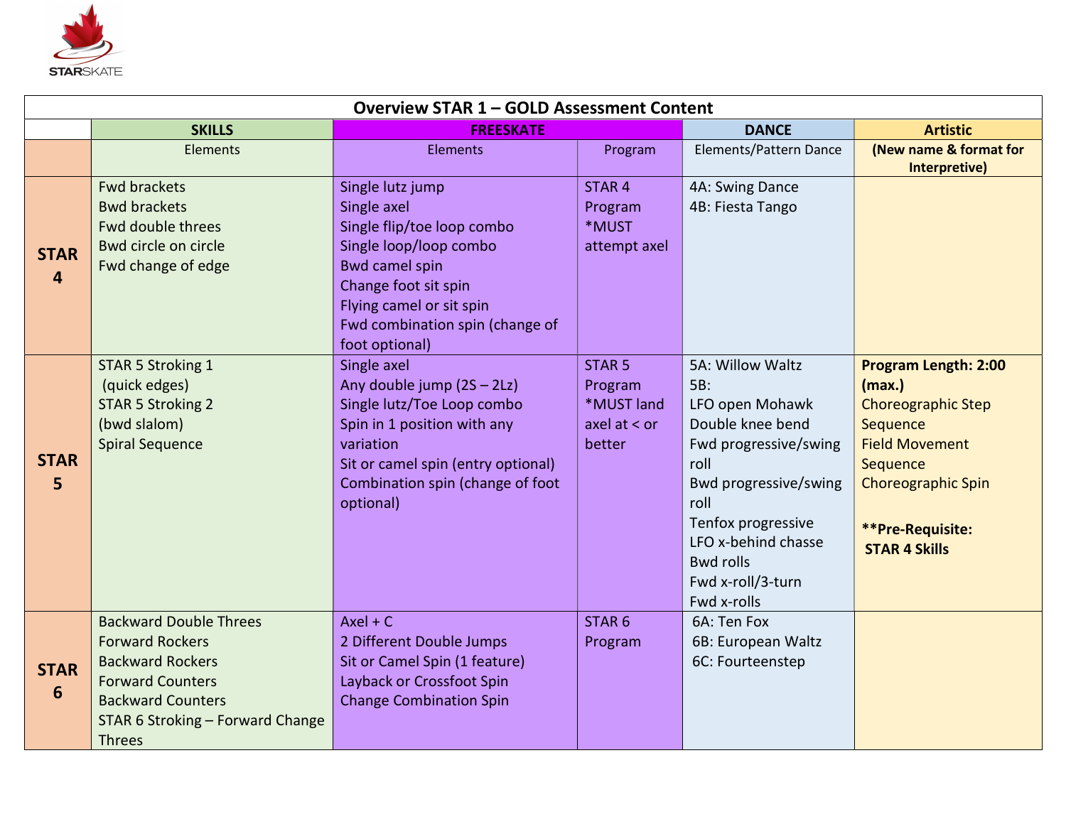STARSKATE

| Overview STAR 1 – GOLD Assessment Content | | | | | |
|---|---|---|---|---|---|
| | SKILLS | FREESKATE | | DANCE | Artistic |
| | Elements | Elements | Program | Elements/Pattern Dance | (New name & format for Interpretive) |
| STAR 4 | Fwd brackets<br>Bwd brackets<br>Fwd double threes<br>Bwd circle on circle<br>Fwd change of edge | Single lutz jump<br>Single axel<br>Single flip/toe loop combo<br>Single loop/loop combo<br>Bwd camel spin<br>Change foot sit spin<br>Flying camel or sit spin<br>Fwd combination spin (change of foot optional) | STAR 4 Program<br>*MUST attempt axel | 4A: Swing Dance<br>4B: Fiesta Tango | |
| STAR 5 | STAR 5 Stroking 1 (quick edges)<br>STAR 5 Stroking 2 (bwd slalom)<br>Spiral Sequence | Single axel<br>Any double jump (2S – 2Lz)<br>Single lutz/Toe Loop combo<br>Spin in 1 position with any variation<br>Sit or camel spin (entry optional)<br>Combination spin (change of foot optional) | STAR 5 Program<br>*MUST land axel at < or better | 5A: Willow Waltz<br>5B:<br>LFO open Mohawk<br>Double knee bend<br>Fwd progressive/swing roll<br>Bwd progressive/swing roll<br>Tenfox progressive<br>LFO x-behind chasse<br>Bwd rolls<br>Fwd x-roll/3-turn<br>Fwd x-rolls | **Program Length: 2:00 (max.)**<br>Choreographic Step Sequence<br>Field Movement Sequence<br>Choreographic Spin<br><br>****Pre-Requisite: STAR 4 Skills** |
| STAR 6 | Backward Double Threes<br>Forward Rockers<br>Backward Rockers<br>Forward Counters<br>Backward Counters<br>STAR 6 Stroking – Forward Change Threes | Axel + C<br>2 Different Double Jumps<br>Sit or Camel Spin (1 feature)<br>Layback or Crossfoot Spin<br>Change Combination Spin | STAR 6 Program | 6A: Ten Fox<br>6B: European Waltz<br>6C: Fourteenstep | |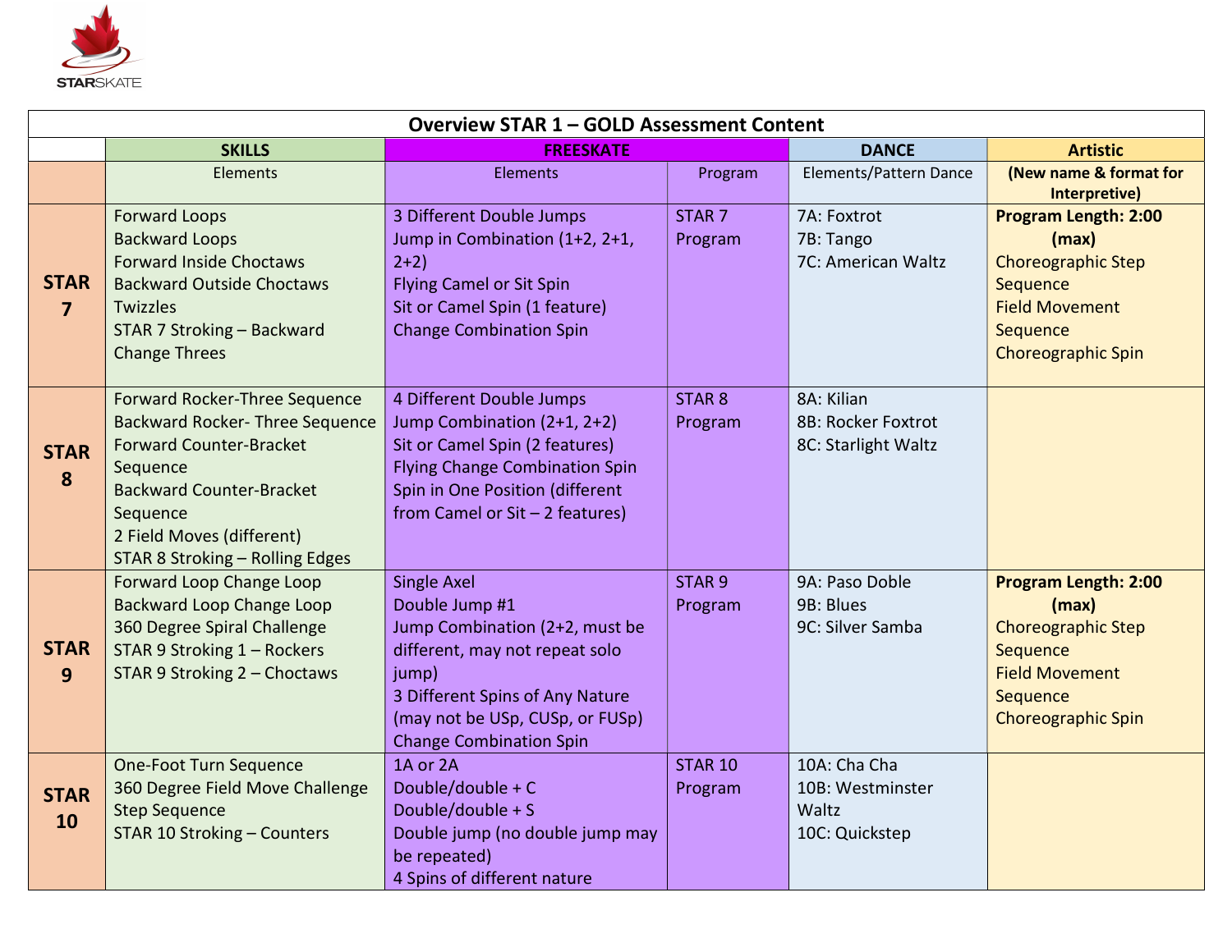STARSKATE

| Overview STAR 1 – GOLD Assessment Content | | | | | |
|---|---|---|---|---|---|
| | SKILLS | FREESKATE | | DANCE | Artistic |
| | Elements | Elements | Program | Elements/Pattern Dance | **(New name & format for Interpretive)** |
| **STAR 7** | Forward Loops<br>Backward Loops<br>Forward Inside Choctaws<br>Backward Outside Choctaws<br>Twizzles<br>STAR 7 Stroking – Backward Change Threes | 3 Different Double Jumps<br>Jump in Combination (1+2, 2+1, 2+2)<br>Flying Camel or Sit Spin<br>Sit or Camel Spin (1 feature)<br>Change Combination Spin | STAR 7 Program | 7A: Foxtrot<br>7B: Tango<br>7C: American Waltz | **Program Length: 2:00 (max)**<br>Choreographic Step Sequence<br>Field Movement Sequence<br>Choreographic Spin |
| **STAR 8** | Forward Rocker-Three Sequence<br>Backward Rocker- Three Sequence<br>Forward Counter-Bracket Sequence<br>Backward Counter-Bracket Sequence<br>2 Field Moves (different)<br>STAR 8 Stroking – Rolling Edges | 4 Different Double Jumps<br>Jump Combination (2+1, 2+2)<br>Sit or Camel Spin (2 features)<br>Flying Change Combination Spin<br>Spin in One Position (different from Camel or Sit – 2 features) | STAR 8 Program | 8A: Kilian<br>8B: Rocker Foxtrot<br>8C: Starlight Waltz | |
| **STAR 9** | Forward Loop Change Loop<br>Backward Loop Change Loop<br>360 Degree Spiral Challenge<br>STAR 9 Stroking 1 – Rockers<br>STAR 9 Stroking 2 – Choctaws | Single Axel<br>Double Jump #1<br>Jump Combination (2+2, must be different, may not repeat solo jump)<br>3 Different Spins of Any Nature (may not be USp, CUSp, or FUSp)<br>Change Combination Spin | STAR 9 Program | 9A: Paso Doble<br>9B: Blues<br>9C: Silver Samba | **Program Length: 2:00 (max)**<br>Choreographic Step Sequence<br>Field Movement Sequence<br>Choreographic Spin |
| **STAR 10** | One-Foot Turn Sequence<br>360 Degree Field Move Challenge<br>Step Sequence<br>STAR 10 Stroking – Counters | 1A or 2A<br>Double/double + C<br>Double/double + S<br>Double jump (no double jump may be repeated)<br>4 Spins of different nature | STAR 10 Program | 10A: Cha Cha<br>10B: Westminster Waltz<br>10C: Quickstep | |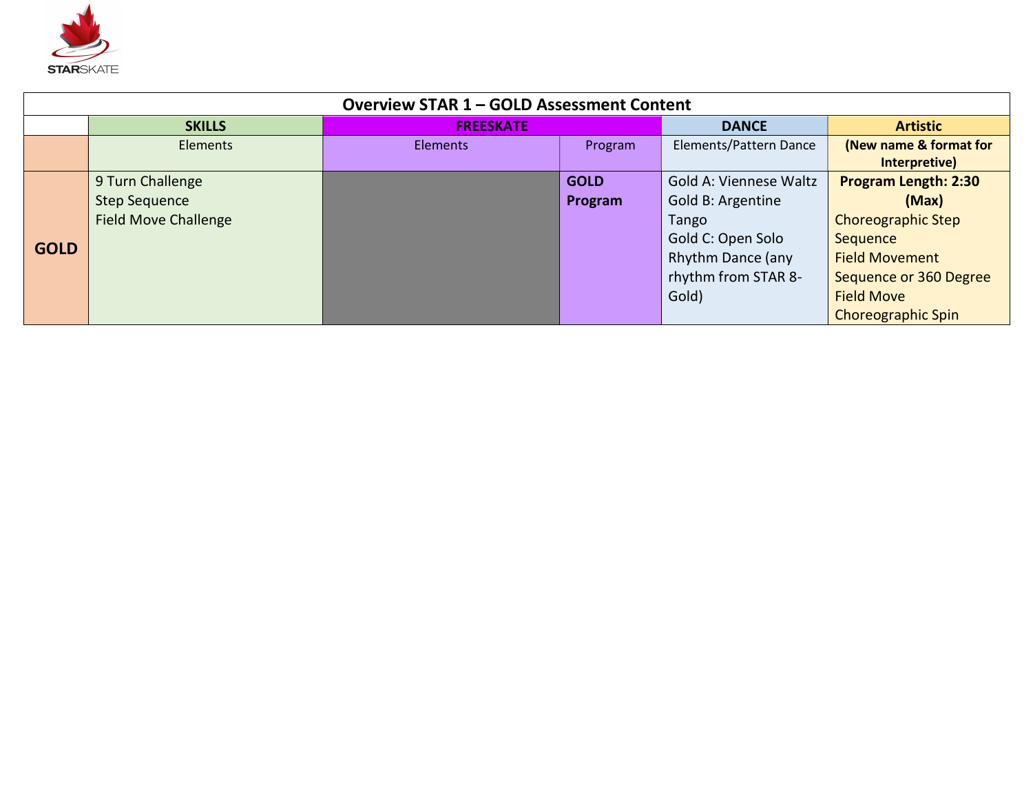| Overview STAR 1 – GOLD Assessment Content | | | | | |
|---|---|---|---|---|---|
| | **SKILLS** | **FREESKATE** | | **DANCE** | **Artistic** |
| | Elements | Elements | Program | Elements/Pattern Dance | **(New name & format for Interpretive)** |
| **GOLD** | 9 Turn Challenge<br>Step Sequence<br>Field Move Challenge | | **GOLD Program** | Gold A: Viennese Waltz<br>Gold B: Argentine Tango<br>Gold C: Open Solo Rhythm Dance (any rhythm from STAR 8-Gold) | **Program Length: 2:30 (Max)**<br>Choreographic Step Sequence<br>Field Movement Sequence or 360 Degree Field Move<br>Choreographic Spin |